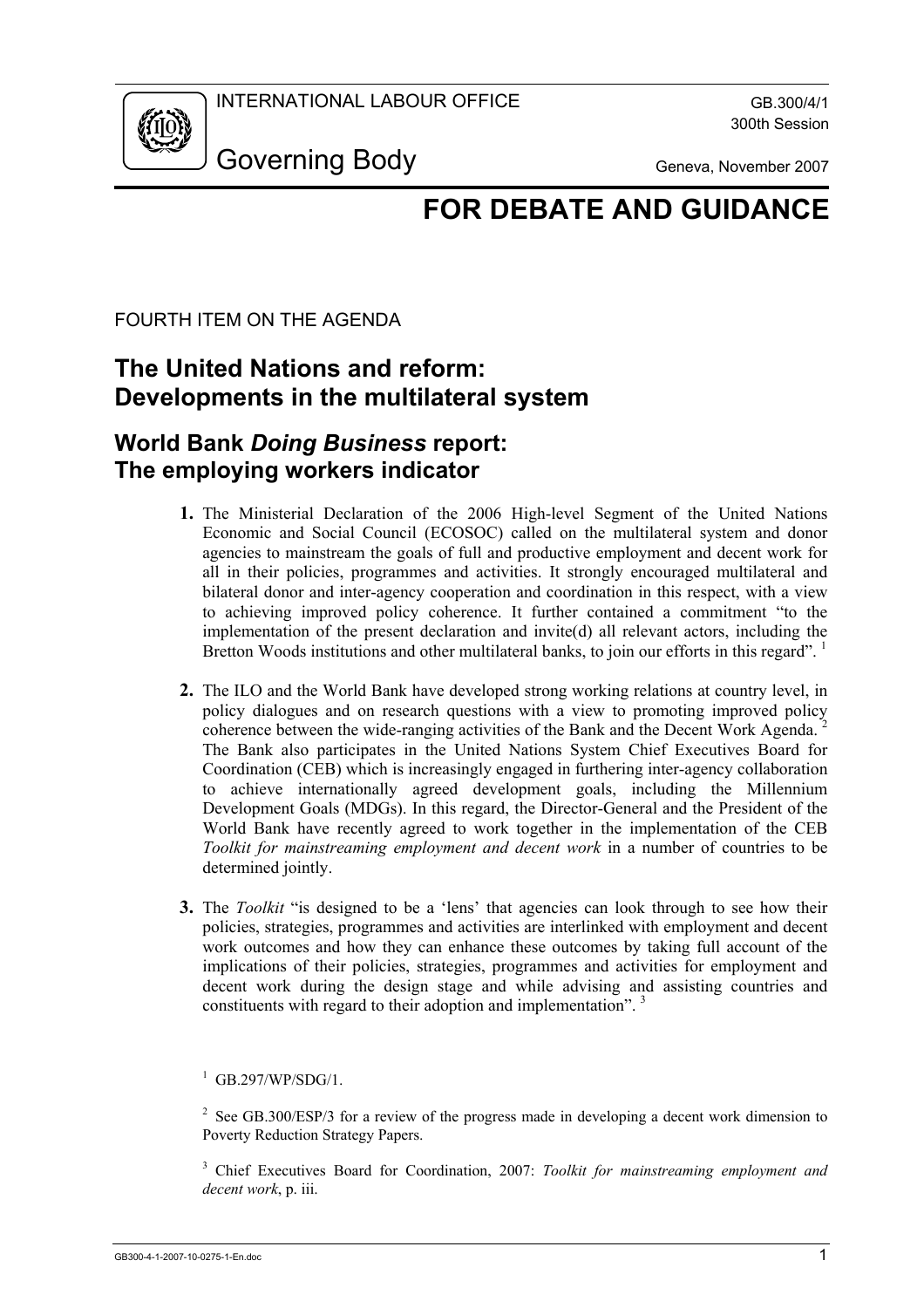INTERNATIONAL LABOUR OFFICE

GB.300/4/1
300th Session

# Governing Body

Geneva, November 2007

# FOR DEBATE AND GUIDANCE

FOURTH ITEM ON THE AGENDA

## The United Nations and reform: Developments in the multilateral system

## World Bank *Doing Business* report: The employing workers indicator

**1.** The Ministerial Declaration of the 2006 High-level Segment of the United Nations Economic and Social Council (ECOSOC) called on the multilateral system and donor agencies to mainstream the goals of full and productive employment and decent work for all in their policies, programmes and activities. It strongly encouraged multilateral and bilateral donor and inter-agency cooperation and coordination in this respect, with a view to achieving improved policy coherence. It further contained a commitment "to the implementation of the present declaration and invite(d) all relevant actors, including the Bretton Woods institutions and other multilateral banks, to join our efforts in this regard". [1]

**2.** The ILO and the World Bank have developed strong working relations at country level, in policy dialogues and on research questions with a view to promoting improved policy coherence between the wide-ranging activities of the Bank and the Decent Work Agenda. [2] The Bank also participates in the United Nations System Chief Executives Board for Coordination (CEB) which is increasingly engaged in furthering inter-agency collaboration to achieve internationally agreed development goals, including the Millennium Development Goals (MDGs). In this regard, the Director-General and the President of the World Bank have recently agreed to work together in the implementation of the CEB *Toolkit for mainstreaming employment and decent work* in a number of countries to be determined jointly.

**3.** The *Toolkit* "is designed to be a 'lens' that agencies can look through to see how their policies, strategies, programmes and activities are interlinked with employment and decent work outcomes and how they can enhance these outcomes by taking full account of the implications of their policies, strategies, programmes and activities for employment and decent work during the design stage and while advising and assisting countries and constituents with regard to their adoption and implementation". [3]

[1] GB.297/WP/SDG/1.

[2] See GB.300/ESP/3 for a review of the progress made in developing a decent work dimension to Poverty Reduction Strategy Papers.

[3] Chief Executives Board for Coordination, 2007: *Toolkit for mainstreaming employment and decent work*, p. iii.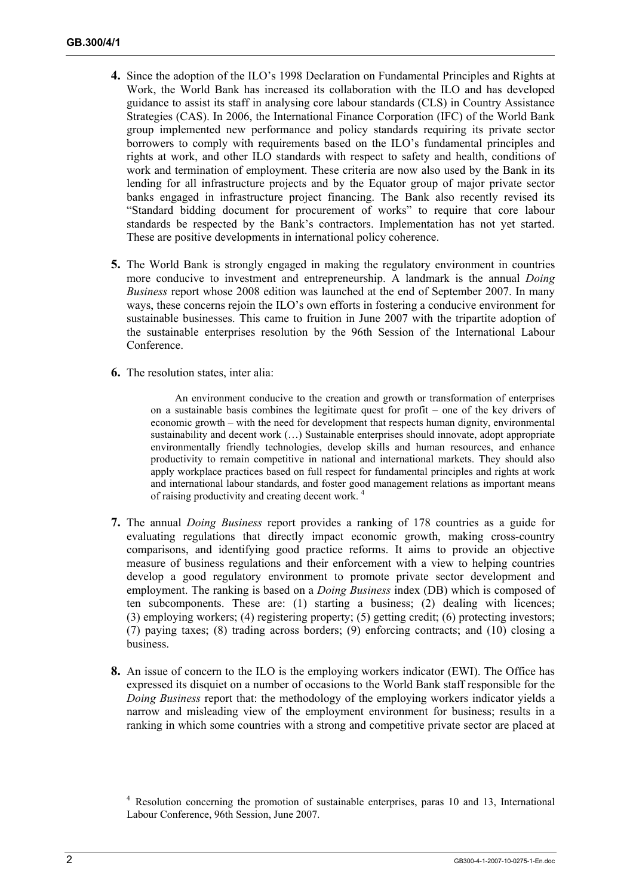**4.** Since the adoption of the ILO's 1998 Declaration on Fundamental Principles and Rights at Work, the World Bank has increased its collaboration with the ILO and has developed guidance to assist its staff in analysing core labour standards (CLS) in Country Assistance Strategies (CAS). In 2006, the International Finance Corporation (IFC) of the World Bank group implemented new performance and policy standards requiring its private sector borrowers to comply with requirements based on the ILO's fundamental principles and rights at work, and other ILO standards with respect to safety and health, conditions of work and termination of employment. These criteria are now also used by the Bank in its lending for all infrastructure projects and by the Equator group of major private sector banks engaged in infrastructure project financing. The Bank also recently revised its "Standard bidding document for procurement of works" to require that core labour standards be respected by the Bank's contractors. Implementation has not yet started. These are positive developments in international policy coherence.

**5.** The World Bank is strongly engaged in making the regulatory environment in countries more conducive to investment and entrepreneurship. A landmark is the annual *Doing Business* report whose 2008 edition was launched at the end of September 2007. In many ways, these concerns rejoin the ILO's own efforts in fostering a conducive environment for sustainable businesses. This came to fruition in June 2007 with the tripartite adoption of the sustainable enterprises resolution by the 96th Session of the International Labour Conference.

**6.** The resolution states, inter alia:

> An environment conducive to the creation and growth or transformation of enterprises on a sustainable basis combines the legitimate quest for profit – one of the key drivers of economic growth – with the need for development that respects human dignity, environmental sustainability and decent work (…) Sustainable enterprises should innovate, adopt appropriate environmentally friendly technologies, develop skills and human resources, and enhance productivity to remain competitive in national and international markets. They should also apply workplace practices based on full respect for fundamental principles and rights at work and international labour standards, and foster good management relations as important means of raising productivity and creating decent work. [4]

**7.** The annual *Doing Business* report provides a ranking of 178 countries as a guide for evaluating regulations that directly impact economic growth, making cross-country comparisons, and identifying good practice reforms. It aims to provide an objective measure of business regulations and their enforcement with a view to helping countries develop a good regulatory environment to promote private sector development and employment. The ranking is based on a *Doing Business* index (DB) which is composed of ten subcomponents. These are: (1) starting a business; (2) dealing with licences; (3) employing workers; (4) registering property; (5) getting credit; (6) protecting investors; (7) paying taxes; (8) trading across borders; (9) enforcing contracts; and (10) closing a business.

**8.** An issue of concern to the ILO is the employing workers indicator (EWI). The Office has expressed its disquiet on a number of occasions to the World Bank staff responsible for the *Doing Business* report that: the methodology of the employing workers indicator yields a narrow and misleading view of the employment environment for business; results in a ranking in which some countries with a strong and competitive private sector are placed at

---

[4] Resolution concerning the promotion of sustainable enterprises, paras 10 and 13, International Labour Conference, 96th Session, June 2007.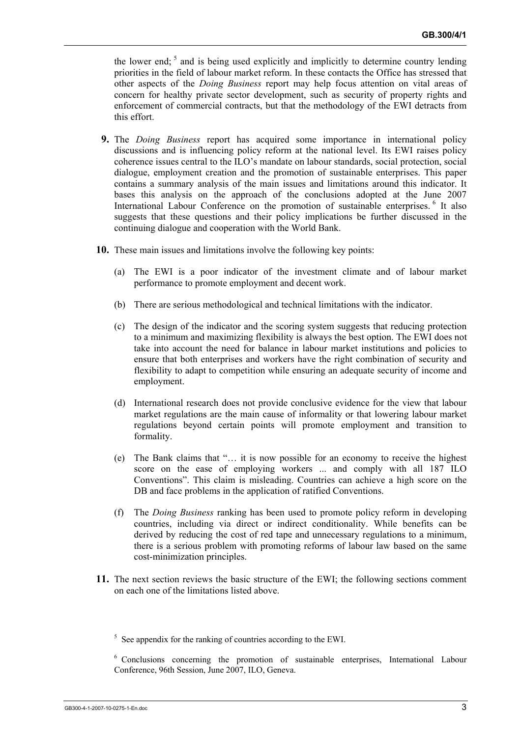the lower end; [5] and is being used explicitly and implicitly to determine country lending priorities in the field of labour market reform. In these contacts the Office has stressed that other aspects of the *Doing Business* report may help focus attention on vital areas of concern for healthy private sector development, such as security of property rights and enforcement of commercial contracts, but that the methodology of the EWI detracts from this effort.

**9.** The *Doing Business* report has acquired some importance in international policy discussions and is influencing policy reform at the national level. Its EWI raises policy coherence issues central to the ILO's mandate on labour standards, social protection, social dialogue, employment creation and the promotion of sustainable enterprises. This paper contains a summary analysis of the main issues and limitations around this indicator. It bases this analysis on the approach of the conclusions adopted at the June 2007 International Labour Conference on the promotion of sustainable enterprises. [6] It also suggests that these questions and their policy implications be further discussed in the continuing dialogue and cooperation with the World Bank.

**10.** These main issues and limitations involve the following key points:

(a) The EWI is a poor indicator of the investment climate and of labour market performance to promote employment and decent work.

(b) There are serious methodological and technical limitations with the indicator.

(c) The design of the indicator and the scoring system suggests that reducing protection to a minimum and maximizing flexibility is always the best option. The EWI does not take into account the need for balance in labour market institutions and policies to ensure that both enterprises and workers have the right combination of security and flexibility to adapt to competition while ensuring an adequate security of income and employment.

(d) International research does not provide conclusive evidence for the view that labour market regulations are the main cause of informality or that lowering labour market regulations beyond certain points will promote employment and transition to formality.

(e) The Bank claims that "… it is now possible for an economy to receive the highest score on the ease of employing workers ... and comply with all 187 ILO Conventions". This claim is misleading. Countries can achieve a high score on the DB and face problems in the application of ratified Conventions.

(f) The *Doing Business* ranking has been used to promote policy reform in developing countries, including via direct or indirect conditionality. While benefits can be derived by reducing the cost of red tape and unnecessary regulations to a minimum, there is a serious problem with promoting reforms of labour law based on the same cost-minimization principles.

**11.** The next section reviews the basic structure of the EWI; the following sections comment on each one of the limitations listed above.

[5] See appendix for the ranking of countries according to the EWI.

[6] Conclusions concerning the promotion of sustainable enterprises, International Labour Conference, 96th Session, June 2007, ILO, Geneva.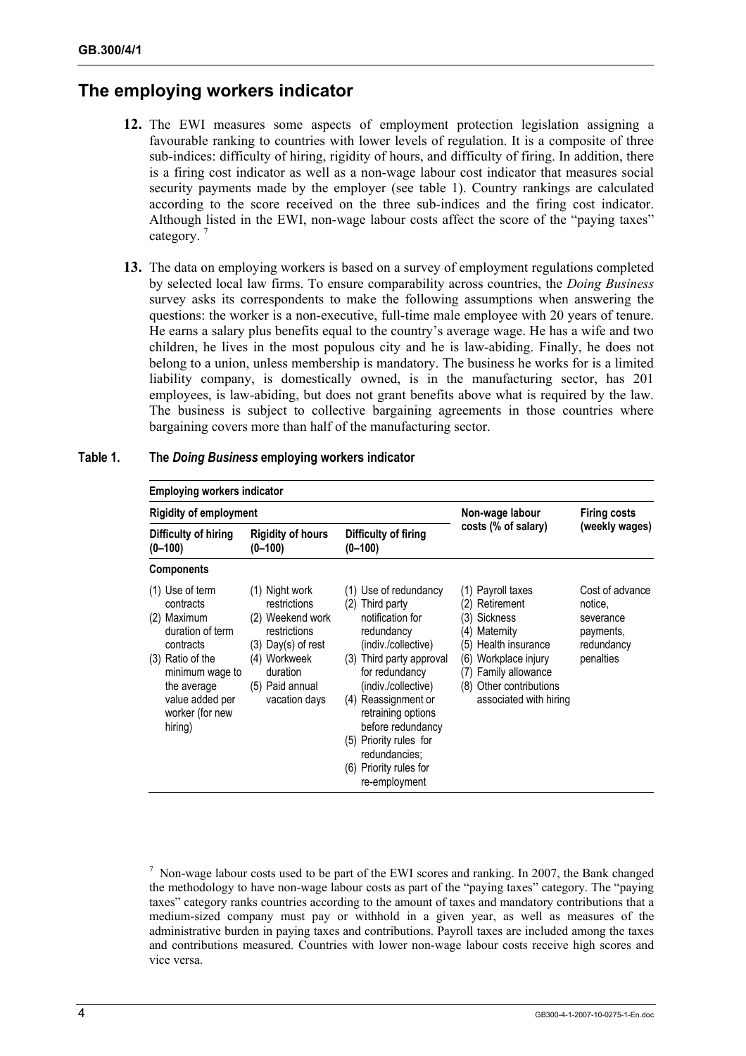## The employing workers indicator

**12.** The EWI measures some aspects of employment protection legislation assigning a favourable ranking to countries with lower levels of regulation. It is a composite of three sub-indices: difficulty of hiring, rigidity of hours, and difficulty of firing. In addition, there is a firing cost indicator as well as a non-wage labour cost indicator that measures social security payments made by the employer (see table 1). Country rankings are calculated according to the score received on the three sub-indices and the firing cost indicator. Although listed in the EWI, non-wage labour costs affect the score of the "paying taxes" category. [7]

**13.** The data on employing workers is based on a survey of employment regulations completed by selected local law firms. To ensure comparability across countries, the *Doing Business* survey asks its correspondents to make the following assumptions when answering the questions: the worker is a non-executive, full-time male employee with 20 years of tenure. He earns a salary plus benefits equal to the country's average wage. He has a wife and two children, he lives in the most populous city and he is law-abiding. Finally, he does not belong to a union, unless membership is mandatory. The business he works for is a limited liability company, is domestically owned, is in the manufacturing sector, has 201 employees, is law-abiding, but does not grant benefits above what is required by the law. The business is subject to collective bargaining agreements in those countries where bargaining covers more than half of the manufacturing sector.

**Table 1. The *Doing Business* employing workers indicator**

| Employing workers indicator | | | | |
|---|---|---|---|---|
| **Rigidity of employment** | | | **Non-wage labour costs (% of salary)** | **Firing costs (weekly wages)** |
| **Difficulty of hiring (0–100)** | **Rigidity of hours (0–100)** | **Difficulty of firing (0–100)** | | |
| **Components** | | | | |
| (1) Use of term contracts<br>(2) Maximum duration of term contracts<br>(3) Ratio of the minimum wage to the average value added per worker (for new hiring) | (1) Night work restrictions<br>(2) Weekend work restrictions<br>(3) Day(s) of rest<br>(4) Workweek duration<br>(5) Paid annual vacation days | (1) Use of redundancy<br>(2) Third party notification for redundancy (indiv./collective)<br>(3) Third party approval for redundancy (indiv./collective)<br>(4) Reassignment or retraining options before redundancy<br>(5) Priority rules for redundancies;<br>(6) Priority rules for re-employment | (1) Payroll taxes<br>(2) Retirement<br>(3) Sickness<br>(4) Maternity<br>(5) Health insurance<br>(6) Workplace injury<br>(7) Family allowance<br>(8) Other contributions associated with hiring | Cost of advance notice, severance payments, redundancy penalties |

[7] Non-wage labour costs used to be part of the EWI scores and ranking. In 2007, the Bank changed the methodology to have non-wage labour costs as part of the "paying taxes" category. The "paying taxes" category ranks countries according to the amount of taxes and mandatory contributions that a medium-sized company must pay or withhold in a given year, as well as measures of the administrative burden in paying taxes and contributions. Payroll taxes are included among the taxes and contributions measured. Countries with lower non-wage labour costs receive high scores and vice versa.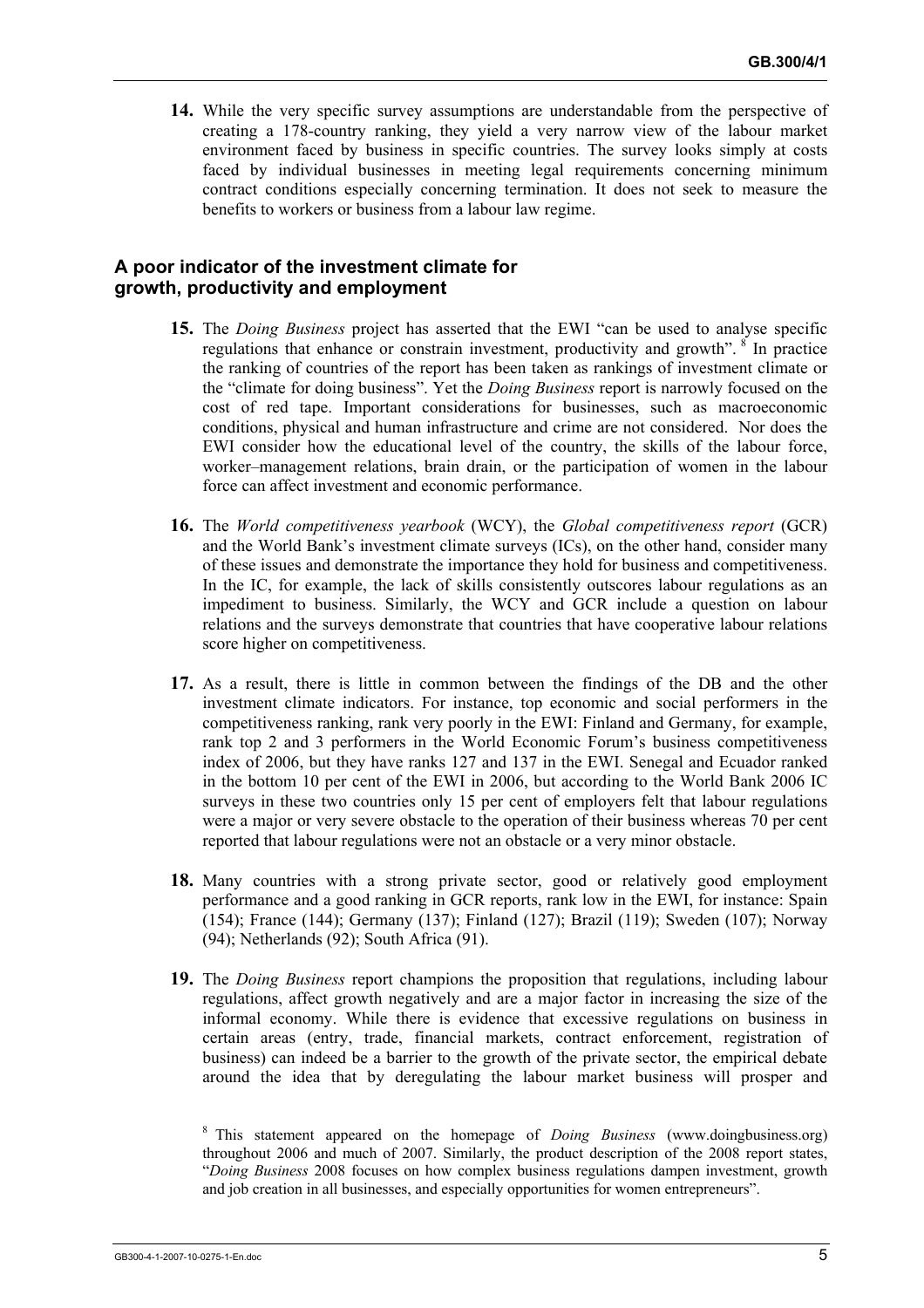**14.** While the very specific survey assumptions are understandable from the perspective of creating a 178-country ranking, they yield a very narrow view of the labour market environment faced by business in specific countries. The survey looks simply at costs faced by individual businesses in meeting legal requirements concerning minimum contract conditions especially concerning termination. It does not seek to measure the benefits to workers or business from a labour law regime.

## A poor indicator of the investment climate for growth, productivity and employment

**15.** The *Doing Business* project has asserted that the EWI "can be used to analyse specific regulations that enhance or constrain investment, productivity and growth". [8] In practice the ranking of countries of the report has been taken as rankings of investment climate or the "climate for doing business". Yet the *Doing Business* report is narrowly focused on the cost of red tape. Important considerations for businesses, such as macroeconomic conditions, physical and human infrastructure and crime are not considered. Nor does the EWI consider how the educational level of the country, the skills of the labour force, worker–management relations, brain drain, or the participation of women in the labour force can affect investment and economic performance.

**16.** The *World competitiveness yearbook* (WCY), the *Global competitiveness report* (GCR) and the World Bank's investment climate surveys (ICs), on the other hand, consider many of these issues and demonstrate the importance they hold for business and competitiveness. In the IC, for example, the lack of skills consistently outscores labour regulations as an impediment to business. Similarly, the WCY and GCR include a question on labour relations and the surveys demonstrate that countries that have cooperative labour relations score higher on competitiveness.

**17.** As a result, there is little in common between the findings of the DB and the other investment climate indicators. For instance, top economic and social performers in the competitiveness ranking, rank very poorly in the EWI: Finland and Germany, for example, rank top 2 and 3 performers in the World Economic Forum's business competitiveness index of 2006, but they have ranks 127 and 137 in the EWI. Senegal and Ecuador ranked in the bottom 10 per cent of the EWI in 2006, but according to the World Bank 2006 IC surveys in these two countries only 15 per cent of employers felt that labour regulations were a major or very severe obstacle to the operation of their business whereas 70 per cent reported that labour regulations were not an obstacle or a very minor obstacle.

**18.** Many countries with a strong private sector, good or relatively good employment performance and a good ranking in GCR reports, rank low in the EWI, for instance: Spain (154); France (144); Germany (137); Finland (127); Brazil (119); Sweden (107); Norway (94); Netherlands (92); South Africa (91).

**19.** The *Doing Business* report champions the proposition that regulations, including labour regulations, affect growth negatively and are a major factor in increasing the size of the informal economy. While there is evidence that excessive regulations on business in certain areas (entry, trade, financial markets, contract enforcement, registration of business) can indeed be a barrier to the growth of the private sector, the empirical debate around the idea that by deregulating the labour market business will prosper and

[8] This statement appeared on the homepage of *Doing Business* (www.doingbusiness.org) throughout 2006 and much of 2007. Similarly, the product description of the 2008 report states, "*Doing Business* 2008 focuses on how complex business regulations dampen investment, growth and job creation in all businesses, and especially opportunities for women entrepreneurs".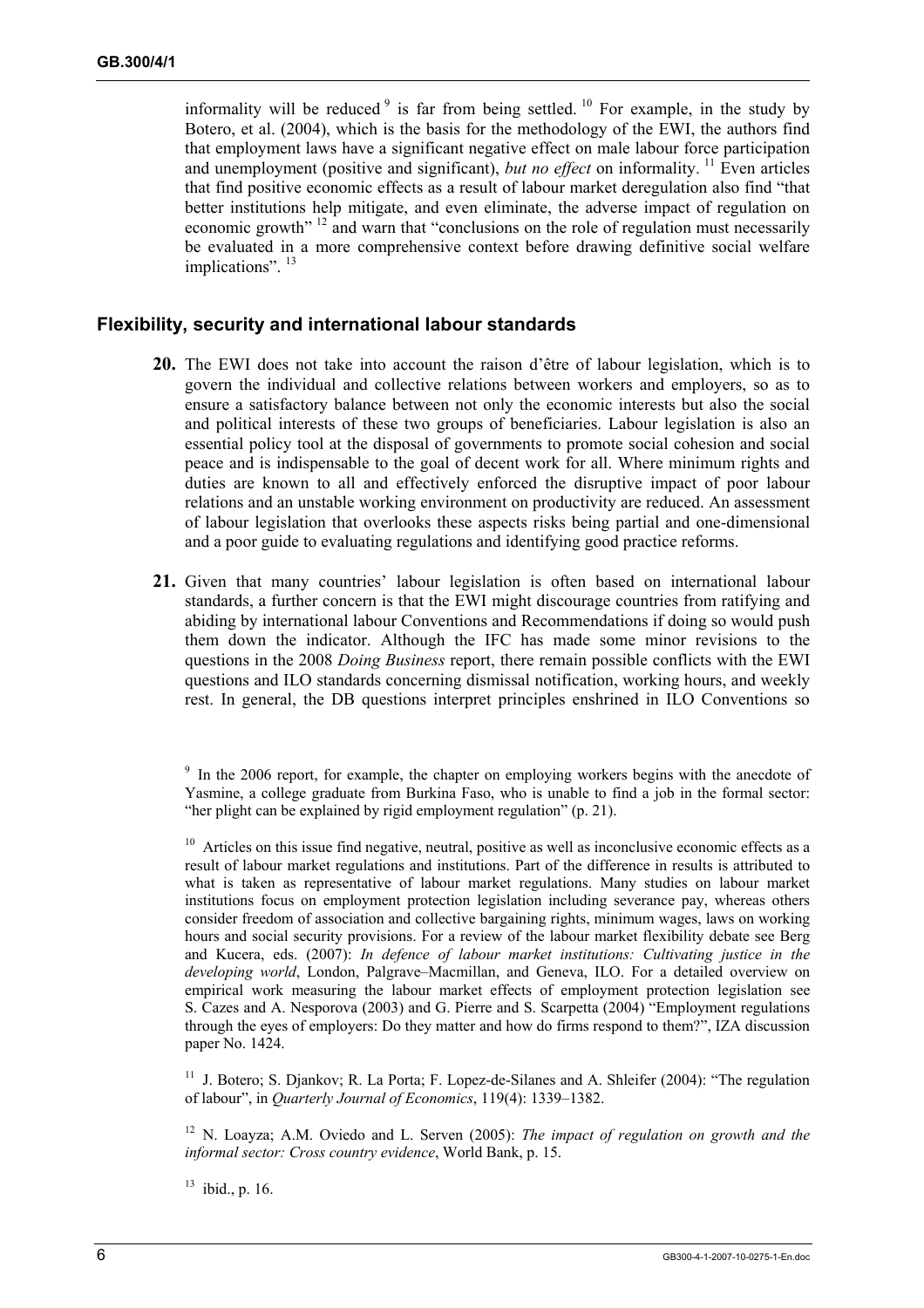informality will be reduced [9] is far from being settled. [10] For example, in the study by Botero, et al. (2004), which is the basis for the methodology of the EWI, the authors find that employment laws have a significant negative effect on male labour force participation and unemployment (positive and significant), *but no effect* on informality. [11] Even articles that find positive economic effects as a result of labour market deregulation also find "that better institutions help mitigate, and even eliminate, the adverse impact of regulation on economic growth" [12] and warn that "conclusions on the role of regulation must necessarily be evaluated in a more comprehensive context before drawing definitive social welfare implications". [13]

## Flexibility, security and international labour standards

**20.** The EWI does not take into account the raison d'être of labour legislation, which is to govern the individual and collective relations between workers and employers, so as to ensure a satisfactory balance between not only the economic interests but also the social and political interests of these two groups of beneficiaries. Labour legislation is also an essential policy tool at the disposal of governments to promote social cohesion and social peace and is indispensable to the goal of decent work for all. Where minimum rights and duties are known to all and effectively enforced the disruptive impact of poor labour relations and an unstable working environment on productivity are reduced. An assessment of labour legislation that overlooks these aspects risks being partial and one-dimensional and a poor guide to evaluating regulations and identifying good practice reforms.

**21.** Given that many countries' labour legislation is often based on international labour standards, a further concern is that the EWI might discourage countries from ratifying and abiding by international labour Conventions and Recommendations if doing so would push them down the indicator. Although the IFC has made some minor revisions to the questions in the 2008 *Doing Business* report, there remain possible conflicts with the EWI questions and ILO standards concerning dismissal notification, working hours, and weekly rest. In general, the DB questions interpret principles enshrined in ILO Conventions so

---

[9] In the 2006 report, for example, the chapter on employing workers begins with the anecdote of Yasmine, a college graduate from Burkina Faso, who is unable to find a job in the formal sector: "her plight can be explained by rigid employment regulation" (p. 21).

[10] Articles on this issue find negative, neutral, positive as well as inconclusive economic effects as a result of labour market regulations and institutions. Part of the difference in results is attributed to what is taken as representative of labour market regulations. Many studies on labour market institutions focus on employment protection legislation including severance pay, whereas others consider freedom of association and collective bargaining rights, minimum wages, laws on working hours and social security provisions. For a review of the labour market flexibility debate see Berg and Kucera, eds. (2007): *In defence of labour market institutions: Cultivating justice in the developing world*, London, Palgrave–Macmillan, and Geneva, ILO. For a detailed overview on empirical work measuring the labour market effects of employment protection legislation see S. Cazes and A. Nesporova (2003) and G. Pierre and S. Scarpetta (2004) "Employment regulations through the eyes of employers: Do they matter and how do firms respond to them?", IZA discussion paper No. 1424.

[11] J. Botero; S. Djankov; R. La Porta; F. Lopez-de-Silanes and A. Shleifer (2004): "The regulation of labour", in *Quarterly Journal of Economics*, 119(4): 1339–1382.

[12] N. Loayza; A.M. Oviedo and L. Serven (2005): *The impact of regulation on growth and the informal sector: Cross country evidence*, World Bank, p. 15.

[13] ibid., p. 16.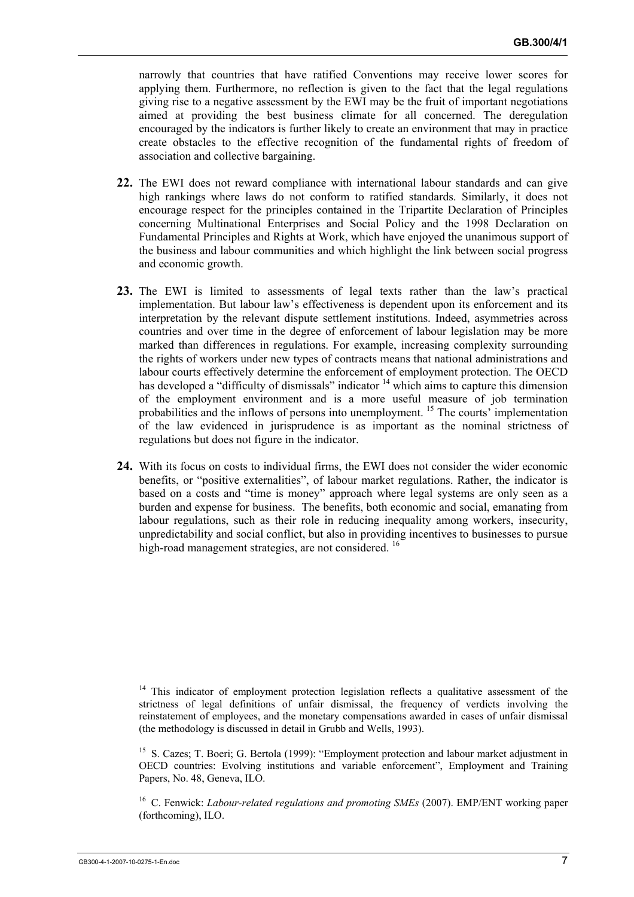narrowly that countries that have ratified Conventions may receive lower scores for applying them. Furthermore, no reflection is given to the fact that the legal regulations giving rise to a negative assessment by the EWI may be the fruit of important negotiations aimed at providing the best business climate for all concerned. The deregulation encouraged by the indicators is further likely to create an environment that may in practice create obstacles to the effective recognition of the fundamental rights of freedom of association and collective bargaining.

**22.** The EWI does not reward compliance with international labour standards and can give high rankings where laws do not conform to ratified standards. Similarly, it does not encourage respect for the principles contained in the Tripartite Declaration of Principles concerning Multinational Enterprises and Social Policy and the 1998 Declaration on Fundamental Principles and Rights at Work, which have enjoyed the unanimous support of the business and labour communities and which highlight the link between social progress and economic growth.

**23.** The EWI is limited to assessments of legal texts rather than the law's practical implementation. But labour law's effectiveness is dependent upon its enforcement and its interpretation by the relevant dispute settlement institutions. Indeed, asymmetries across countries and over time in the degree of enforcement of labour legislation may be more marked than differences in regulations. For example, increasing complexity surrounding the rights of workers under new types of contracts means that national administrations and labour courts effectively determine the enforcement of employment protection. The OECD has developed a "difficulty of dismissals" indicator [14] which aims to capture this dimension of the employment environment and is a more useful measure of job termination probabilities and the inflows of persons into unemployment. [15] The courts' implementation of the law evidenced in jurisprudence is as important as the nominal strictness of regulations but does not figure in the indicator.

**24.** With its focus on costs to individual firms, the EWI does not consider the wider economic benefits, or "positive externalities", of labour market regulations. Rather, the indicator is based on a costs and "time is money" approach where legal systems are only seen as a burden and expense for business. The benefits, both economic and social, emanating from labour regulations, such as their role in reducing inequality among workers, insecurity, unpredictability and social conflict, but also in providing incentives to businesses to pursue high-road management strategies, are not considered. [16]

---

[14] This indicator of employment protection legislation reflects a qualitative assessment of the strictness of legal definitions of unfair dismissal, the frequency of verdicts involving the reinstatement of employees, and the monetary compensations awarded in cases of unfair dismissal (the methodology is discussed in detail in Grubb and Wells, 1993).

[15] S. Cazes; T. Boeri; G. Bertola (1999): "Employment protection and labour market adjustment in OECD countries: Evolving institutions and variable enforcement", Employment and Training Papers, No. 48, Geneva, ILO.

[16] C. Fenwick: *Labour-related regulations and promoting SMEs* (2007). EMP/ENT working paper (forthcoming), ILO.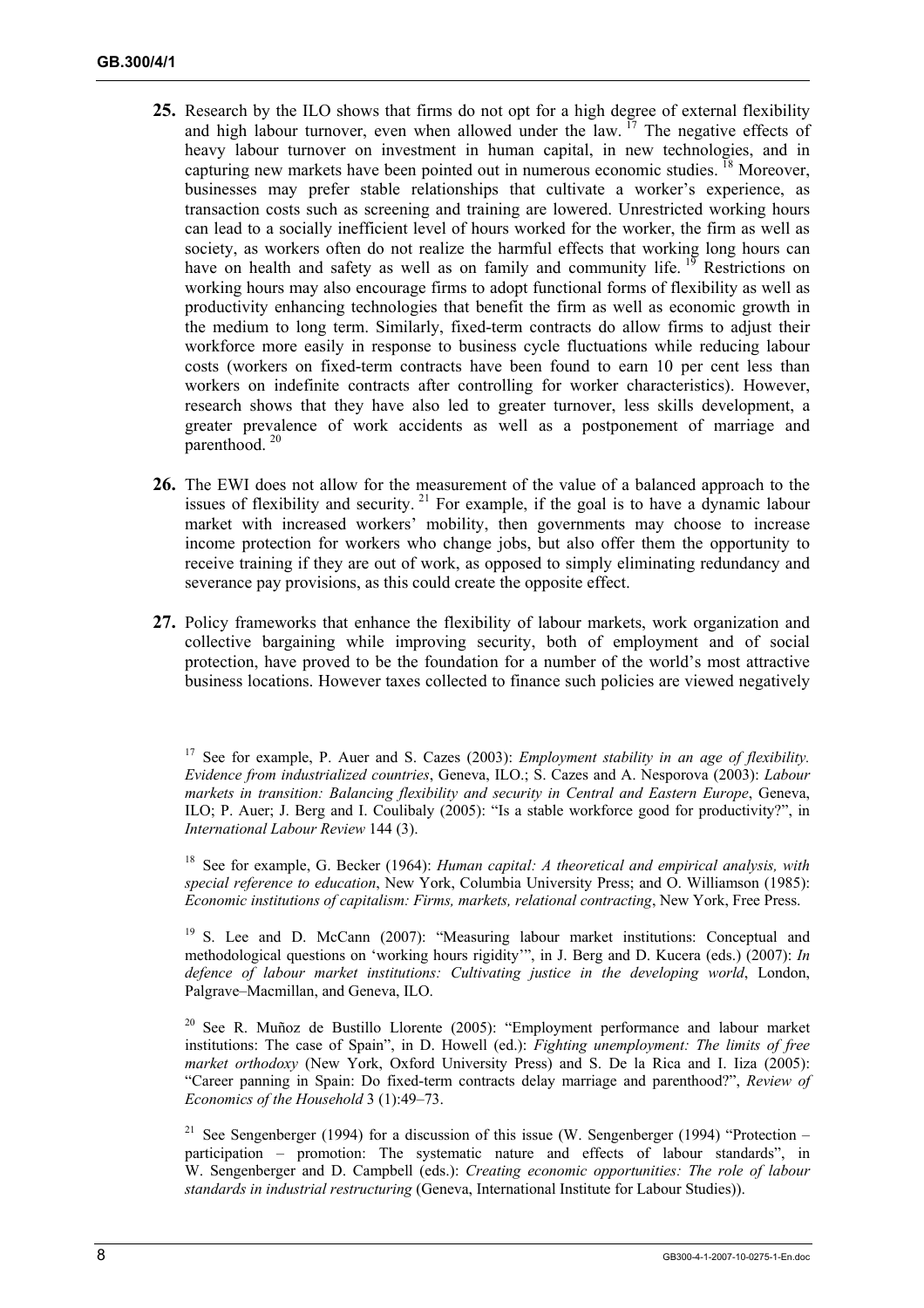**25.** Research by the ILO shows that firms do not opt for a high degree of external flexibility and high labour turnover, even when allowed under the law. [17] The negative effects of heavy labour turnover on investment in human capital, in new technologies, and in capturing new markets have been pointed out in numerous economic studies. [18] Moreover, businesses may prefer stable relationships that cultivate a worker's experience, as transaction costs such as screening and training are lowered. Unrestricted working hours can lead to a socially inefficient level of hours worked for the worker, the firm as well as society, as workers often do not realize the harmful effects that working long hours can have on health and safety as well as on family and community life. [19] Restrictions on working hours may also encourage firms to adopt functional forms of flexibility as well as productivity enhancing technologies that benefit the firm as well as economic growth in the medium to long term. Similarly, fixed-term contracts do allow firms to adjust their workforce more easily in response to business cycle fluctuations while reducing labour costs (workers on fixed-term contracts have been found to earn 10 per cent less than workers on indefinite contracts after controlling for worker characteristics). However, research shows that they have also led to greater turnover, less skills development, a greater prevalence of work accidents as well as a postponement of marriage and parenthood. [20]

**26.** The EWI does not allow for the measurement of the value of a balanced approach to the issues of flexibility and security. [21] For example, if the goal is to have a dynamic labour market with increased workers' mobility, then governments may choose to increase income protection for workers who change jobs, but also offer them the opportunity to receive training if they are out of work, as opposed to simply eliminating redundancy and severance pay provisions, as this could create the opposite effect.

**27.** Policy frameworks that enhance the flexibility of labour markets, work organization and collective bargaining while improving security, both of employment and of social protection, have proved to be the foundation for a number of the world's most attractive business locations. However taxes collected to finance such policies are viewed negatively

---

[17] See for example, P. Auer and S. Cazes (2003): *Employment stability in an age of flexibility. Evidence from industrialized countries*, Geneva, ILO.; S. Cazes and A. Nesporova (2003): *Labour markets in transition: Balancing flexibility and security in Central and Eastern Europe*, Geneva, ILO; P. Auer; J. Berg and I. Coulibaly (2005): "Is a stable workforce good for productivity?", in *International Labour Review* 144 (3).

[18] See for example, G. Becker (1964): *Human capital: A theoretical and empirical analysis, with special reference to education*, New York, Columbia University Press; and O. Williamson (1985): *Economic institutions of capitalism: Firms, markets, relational contracting*, New York, Free Press.

[19] S. Lee and D. McCann (2007): "Measuring labour market institutions: Conceptual and methodological questions on 'working hours rigidity'", in J. Berg and D. Kucera (eds.) (2007): *In defence of labour market institutions: Cultivating justice in the developing world*, London, Palgrave–Macmillan, and Geneva, ILO.

[20] See R. Muñoz de Bustillo Llorente (2005): "Employment performance and labour market institutions: The case of Spain", in D. Howell (ed.): *Fighting unemployment: The limits of free market orthodoxy* (New York, Oxford University Press) and S. De la Rica and I. Iiza (2005): "Career panning in Spain: Do fixed-term contracts delay marriage and parenthood?", *Review of Economics of the Household* 3 (1):49–73.

[21] See Sengenberger (1994) for a discussion of this issue (W. Sengenberger (1994) "Protection – participation – promotion: The systematic nature and effects of labour standards", in W. Sengenberger and D. Campbell (eds.): *Creating economic opportunities: The role of labour standards in industrial restructuring* (Geneva, International Institute for Labour Studies)).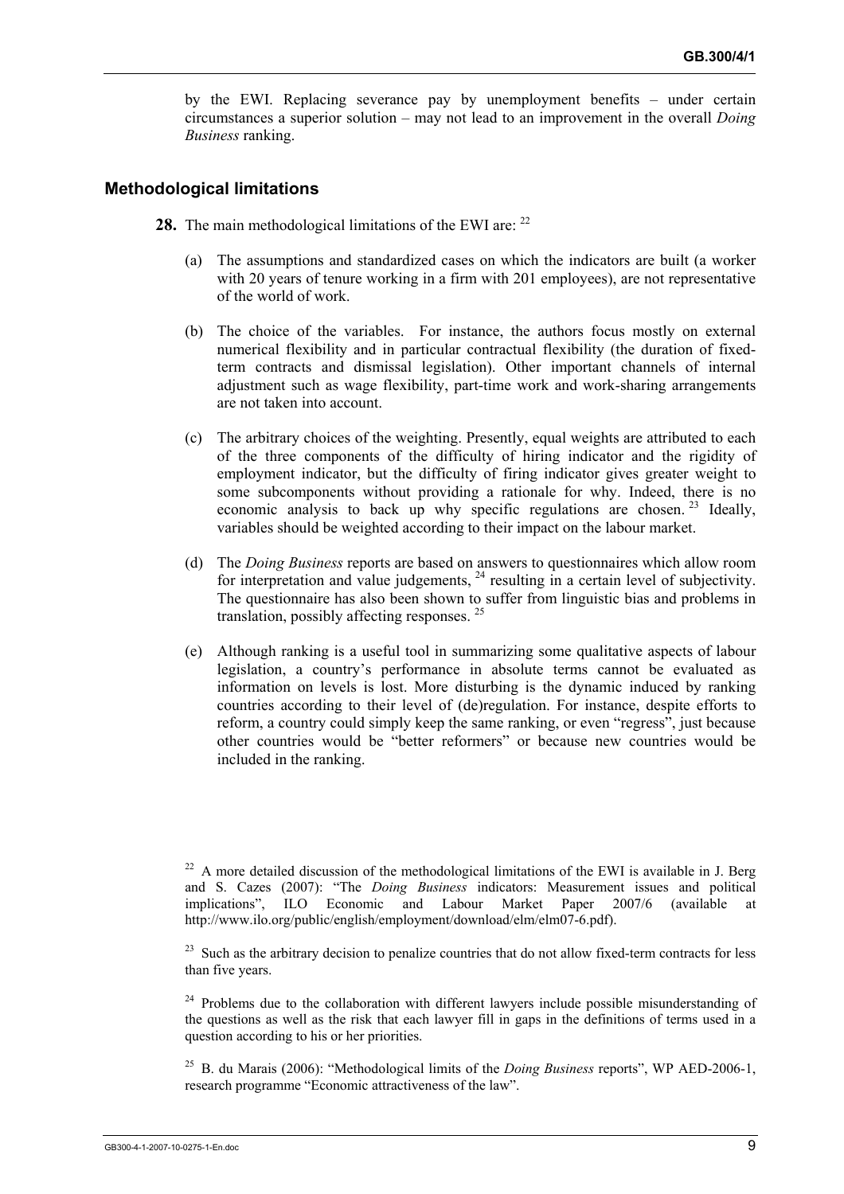by the EWI. Replacing severance pay by unemployment benefits – under certain circumstances a superior solution – may not lead to an improvement in the overall *Doing Business* ranking.

## Methodological limitations

**28.** The main methodological limitations of the EWI are: [22]

(a) The assumptions and standardized cases on which the indicators are built (a worker with 20 years of tenure working in a firm with 201 employees), are not representative of the world of work.

(b) The choice of the variables. For instance, the authors focus mostly on external numerical flexibility and in particular contractual flexibility (the duration of fixed-term contracts and dismissal legislation). Other important channels of internal adjustment such as wage flexibility, part-time work and work-sharing arrangements are not taken into account.

(c) The arbitrary choices of the weighting. Presently, equal weights are attributed to each of the three components of the difficulty of hiring indicator and the rigidity of employment indicator, but the difficulty of firing indicator gives greater weight to some subcomponents without providing a rationale for why. Indeed, there is no economic analysis to back up why specific regulations are chosen. [23] Ideally, variables should be weighted according to their impact on the labour market.

(d) The *Doing Business* reports are based on answers to questionnaires which allow room for interpretation and value judgements, [24] resulting in a certain level of subjectivity. The questionnaire has also been shown to suffer from linguistic bias and problems in translation, possibly affecting responses. [25]

(e) Although ranking is a useful tool in summarizing some qualitative aspects of labour legislation, a country's performance in absolute terms cannot be evaluated as information on levels is lost. More disturbing is the dynamic induced by ranking countries according to their level of (de)regulation. For instance, despite efforts to reform, a country could simply keep the same ranking, or even "regress", just because other countries would be "better reformers" or because new countries would be included in the ranking.

---

[22] A more detailed discussion of the methodological limitations of the EWI is available in J. Berg and S. Cazes (2007): "The *Doing Business* indicators: Measurement issues and political implications", ILO Economic and Labour Market Paper 2007/6 (available at http://www.ilo.org/public/english/employment/download/elm/elm07-6.pdf).

[23] Such as the arbitrary decision to penalize countries that do not allow fixed-term contracts for less than five years.

[24] Problems due to the collaboration with different lawyers include possible misunderstanding of the questions as well as the risk that each lawyer fill in gaps in the definitions of terms used in a question according to his or her priorities.

[25] B. du Marais (2006): "Methodological limits of the *Doing Business* reports", WP AED-2006-1, research programme "Economic attractiveness of the law".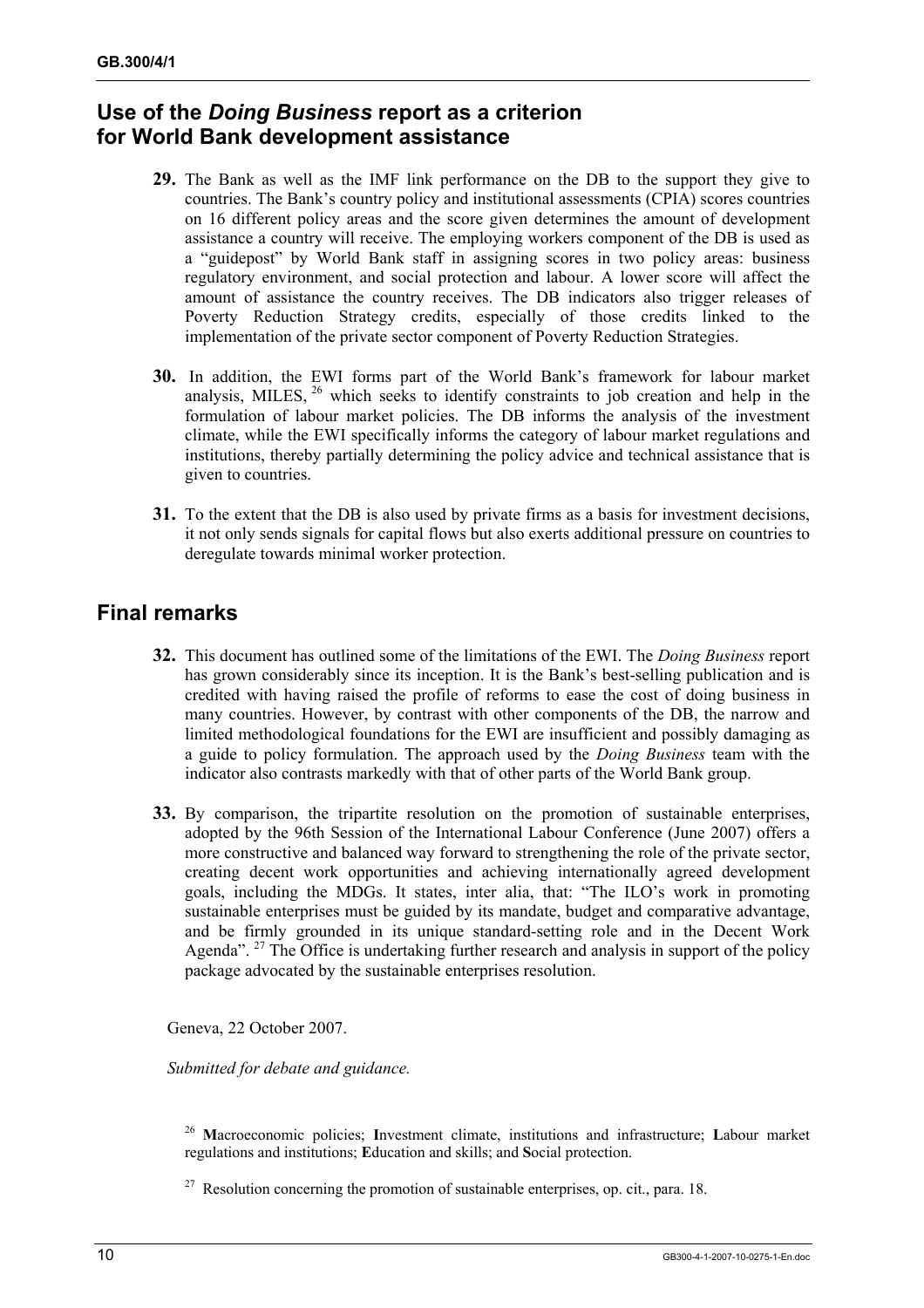## Use of the *Doing Business* report as a criterion for World Bank development assistance

**29.** The Bank as well as the IMF link performance on the DB to the support they give to countries. The Bank's country policy and institutional assessments (CPIA) scores countries on 16 different policy areas and the score given determines the amount of development assistance a country will receive. The employing workers component of the DB is used as a "guidepost" by World Bank staff in assigning scores in two policy areas: business regulatory environment, and social protection and labour. A lower score will affect the amount of assistance the country receives. The DB indicators also trigger releases of Poverty Reduction Strategy credits, especially of those credits linked to the implementation of the private sector component of Poverty Reduction Strategies.

**30.** In addition, the EWI forms part of the World Bank's framework for labour market analysis, MILES, [26] which seeks to identify constraints to job creation and help in the formulation of labour market policies. The DB informs the analysis of the investment climate, while the EWI specifically informs the category of labour market regulations and institutions, thereby partially determining the policy advice and technical assistance that is given to countries.

**31.** To the extent that the DB is also used by private firms as a basis for investment decisions, it not only sends signals for capital flows but also exerts additional pressure on countries to deregulate towards minimal worker protection.

## Final remarks

**32.** This document has outlined some of the limitations of the EWI. The *Doing Business* report has grown considerably since its inception. It is the Bank's best-selling publication and is credited with having raised the profile of reforms to ease the cost of doing business in many countries. However, by contrast with other components of the DB, the narrow and limited methodological foundations for the EWI are insufficient and possibly damaging as a guide to policy formulation. The approach used by the *Doing Business* team with the indicator also contrasts markedly with that of other parts of the World Bank group.

**33.** By comparison, the tripartite resolution on the promotion of sustainable enterprises, adopted by the 96th Session of the International Labour Conference (June 2007) offers a more constructive and balanced way forward to strengthening the role of the private sector, creating decent work opportunities and achieving internationally agreed development goals, including the MDGs. It states, inter alia, that: "The ILO's work in promoting sustainable enterprises must be guided by its mandate, budget and comparative advantage, and be firmly grounded in its unique standard-setting role and in the Decent Work Agenda". [27] The Office is undertaking further research and analysis in support of the policy package advocated by the sustainable enterprises resolution.

Geneva, 22 October 2007.

*Submitted for debate and guidance.*

[26] **M**acroeconomic policies; **I**nvestment climate, institutions and infrastructure; **L**abour market regulations and institutions; **E**ducation and skills; and **S**ocial protection.

[27] Resolution concerning the promotion of sustainable enterprises, op. cit., para. 18.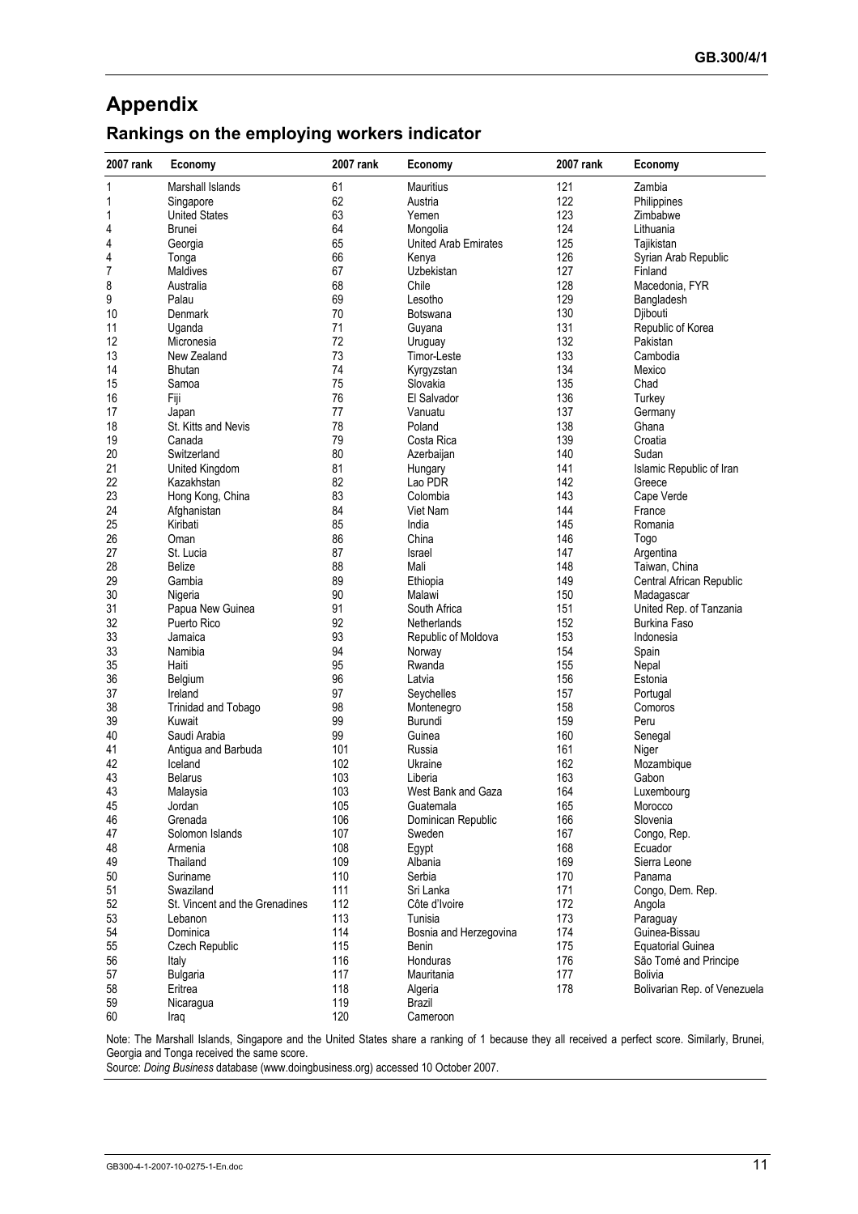# Appendix

## Rankings on the employing workers indicator

| 2007 rank | Economy | 2007 rank | Economy | 2007 rank | Economy |
|---|---|---|---|---|---|
| 1 | Marshall Islands | 61 | Mauritius | 121 | Zambia |
| 1 | Singapore | 62 | Austria | 122 | Philippines |
| 1 | United States | 63 | Yemen | 123 | Zimbabwe |
| 4 | Brunei | 64 | Mongolia | 124 | Lithuania |
| 4 | Georgia | 65 | United Arab Emirates | 125 | Tajikistan |
| 4 | Tonga | 66 | Kenya | 126 | Syrian Arab Republic |
| 7 | Maldives | 67 | Uzbekistan | 127 | Finland |
| 8 | Australia | 68 | Chile | 128 | Macedonia, FYR |
| 9 | Palau | 69 | Lesotho | 129 | Bangladesh |
| 10 | Denmark | 70 | Botswana | 130 | Djibouti |
| 11 | Uganda | 71 | Guyana | 131 | Republic of Korea |
| 12 | Micronesia | 72 | Uruguay | 132 | Pakistan |
| 13 | New Zealand | 73 | Timor-Leste | 133 | Cambodia |
| 14 | Bhutan | 74 | Kyrgyzstan | 134 | Mexico |
| 15 | Samoa | 75 | Slovakia | 135 | Chad |
| 16 | Fiji | 76 | El Salvador | 136 | Turkey |
| 17 | Japan | 77 | Vanuatu | 137 | Germany |
| 18 | St. Kitts and Nevis | 78 | Poland | 138 | Ghana |
| 19 | Canada | 79 | Costa Rica | 139 | Croatia |
| 20 | Switzerland | 80 | Azerbaijan | 140 | Sudan |
| 21 | United Kingdom | 81 | Hungary | 141 | Islamic Republic of Iran |
| 22 | Kazakhstan | 82 | Lao PDR | 142 | Greece |
| 23 | Hong Kong, China | 83 | Colombia | 143 | Cape Verde |
| 24 | Afghanistan | 84 | Viet Nam | 144 | France |
| 25 | Kiribati | 85 | India | 145 | Romania |
| 26 | Oman | 86 | China | 146 | Togo |
| 27 | St. Lucia | 87 | Israel | 147 | Argentina |
| 28 | Belize | 88 | Mali | 148 | Taiwan, China |
| 29 | Gambia | 89 | Ethiopia | 149 | Central African Republic |
| 30 | Nigeria | 90 | Malawi | 150 | Madagascar |
| 31 | Papua New Guinea | 91 | South Africa | 151 | United Rep. of Tanzania |
| 32 | Puerto Rico | 92 | Netherlands | 152 | Burkina Faso |
| 33 | Jamaica | 93 | Republic of Moldova | 153 | Indonesia |
| 33 | Namibia | 94 | Norway | 154 | Spain |
| 35 | Haiti | 95 | Rwanda | 155 | Nepal |
| 36 | Belgium | 96 | Latvia | 156 | Estonia |
| 37 | Ireland | 97 | Seychelles | 157 | Portugal |
| 38 | Trinidad and Tobago | 98 | Montenegro | 158 | Comoros |
| 39 | Kuwait | 99 | Burundi | 159 | Peru |
| 40 | Saudi Arabia | 99 | Guinea | 160 | Senegal |
| 41 | Antigua and Barbuda | 101 | Russia | 161 | Niger |
| 42 | Iceland | 102 | Ukraine | 162 | Mozambique |
| 43 | Belarus | 103 | Liberia | 163 | Gabon |
| 43 | Malaysia | 103 | West Bank and Gaza | 164 | Luxembourg |
| 45 | Jordan | 105 | Guatemala | 165 | Morocco |
| 46 | Grenada | 106 | Dominican Republic | 166 | Slovenia |
| 47 | Solomon Islands | 107 | Sweden | 167 | Congo, Rep. |
| 48 | Armenia | 108 | Egypt | 168 | Ecuador |
| 49 | Thailand | 109 | Albania | 169 | Sierra Leone |
| 50 | Suriname | 110 | Serbia | 170 | Panama |
| 51 | Swaziland | 111 | Sri Lanka | 171 | Congo, Dem. Rep. |
| 52 | St. Vincent and the Grenadines | 112 | Côte d'Ivoire | 172 | Angola |
| 53 | Lebanon | 113 | Tunisia | 173 | Paraguay |
| 54 | Dominica | 114 | Bosnia and Herzegovina | 174 | Guinea-Bissau |
| 55 | Czech Republic | 115 | Benin | 175 | Equatorial Guinea |
| 56 | Italy | 116 | Honduras | 176 | São Tomé and Principe |
| 57 | Bulgaria | 117 | Mauritania | 177 | Bolivia |
| 58 | Eritrea | 118 | Algeria | 178 | Bolivarian Rep. of Venezuela |
| 59 | Nicaragua | 119 | Brazil | | |
| 60 | Iraq | 120 | Cameroon | | |

Note: The Marshall Islands, Singapore and the United States share a ranking of 1 because they all received a perfect score. Similarly, Brunei, Georgia and Tonga received the same score.

Source: *Doing Business* database (www.doingbusiness.org) accessed 10 October 2007.